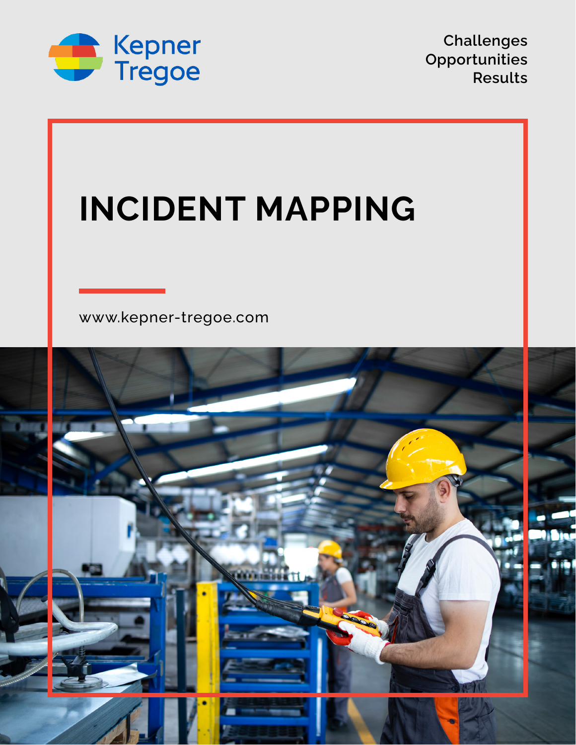Kepner Tregoe

Challenges
Opportunities
Results

# INCIDENT MAPPING

www.kepner-tregoe.com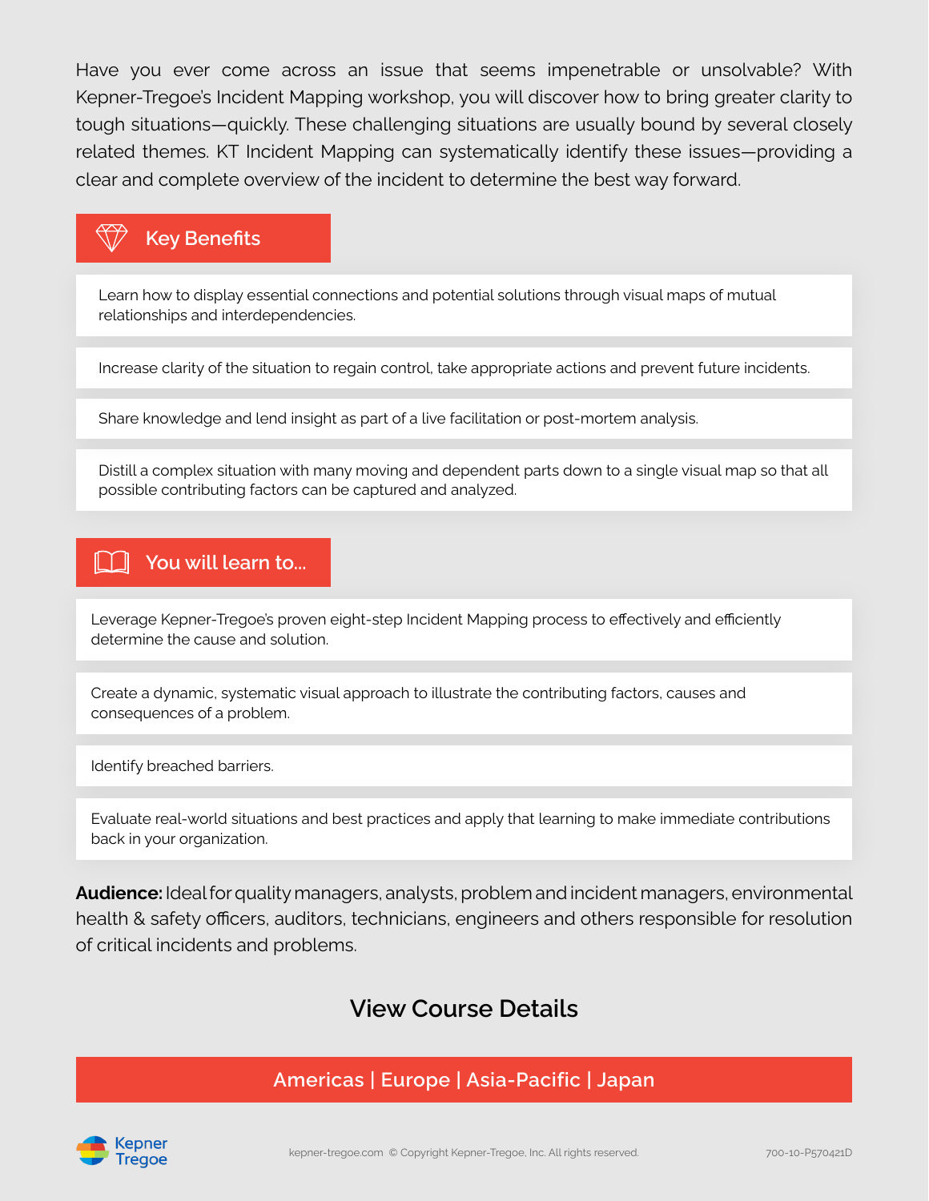Have you ever come across an issue that seems impenetrable or unsolvable? With Kepner-Tregoe's Incident Mapping workshop, you will discover how to bring greater clarity to tough situations—quickly. These challenging situations are usually bound by several closely related themes. KT Incident Mapping can systematically identify these issues—providing a clear and complete overview of the incident to determine the best way forward.

## Key Benefits

- Learn how to display essential connections and potential solutions through visual maps of mutual relationships and interdependencies.
- Increase clarity of the situation to regain control, take appropriate actions and prevent future incidents.
- Share knowledge and lend insight as part of a live facilitation or post-mortem analysis.
- Distill a complex situation with many moving and dependent parts down to a single visual map so that all possible contributing factors can be captured and analyzed.

## You will learn to...

- Leverage Kepner-Tregoe's proven eight-step Incident Mapping process to effectively and efficiently determine the cause and solution.
- Create a dynamic, systematic visual approach to illustrate the contributing factors, causes and consequences of a problem.
- Identify breached barriers.
- Evaluate real-world situations and best practices and apply that learning to make immediate contributions back in your organization.

**Audience:** Ideal for quality managers, analysts, problem and incident managers, environmental health & safety officers, auditors, technicians, engineers and others responsible for resolution of critical incidents and problems.

## View Course Details

Americas | Europe | Asia-Pacific | Japan

Kepner Tregoe

kepner-tregoe.com © Copyright Kepner-Tregoe, Inc. All rights reserved.

700-10-P570421D